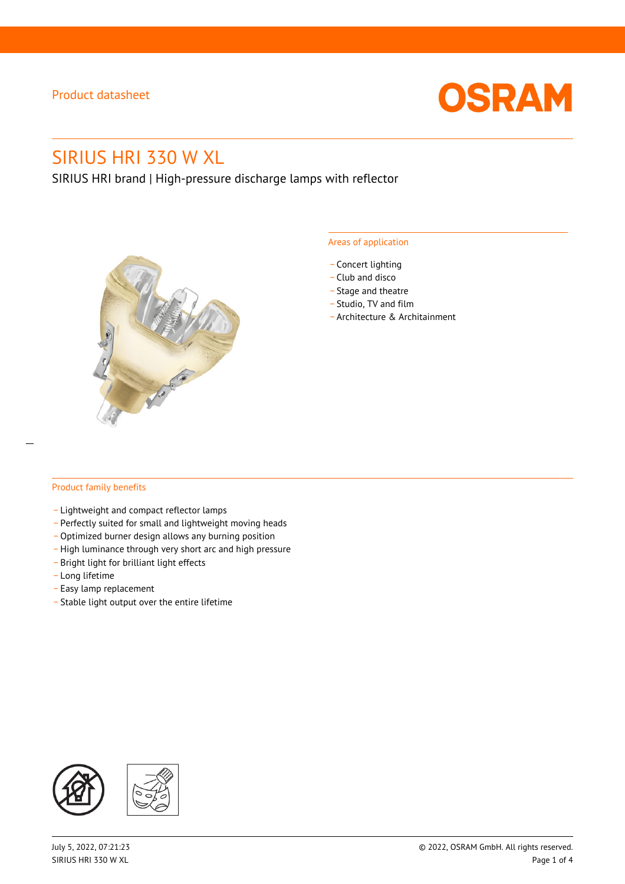Product datasheet

# SIRIUS HRI 330 W XL

SIRIUS HRI brand | High-pressure discharge lamps with reflector

## Areas of application

- Concert lighting
- Club and disco
- Stage and theatre
- Studio, TV and film
- Architecture & Architainment

## Product family benefits

- Lightweight and compact reflector lamps
- Perfectly suited for small and lightweight moving heads
- Optimized burner design allows any burning position
- High luminance through very short arc and high pressure
- Bright light for brilliant light effects
- Long lifetime
- Easy lamp replacement
- Stable light output over the entire lifetime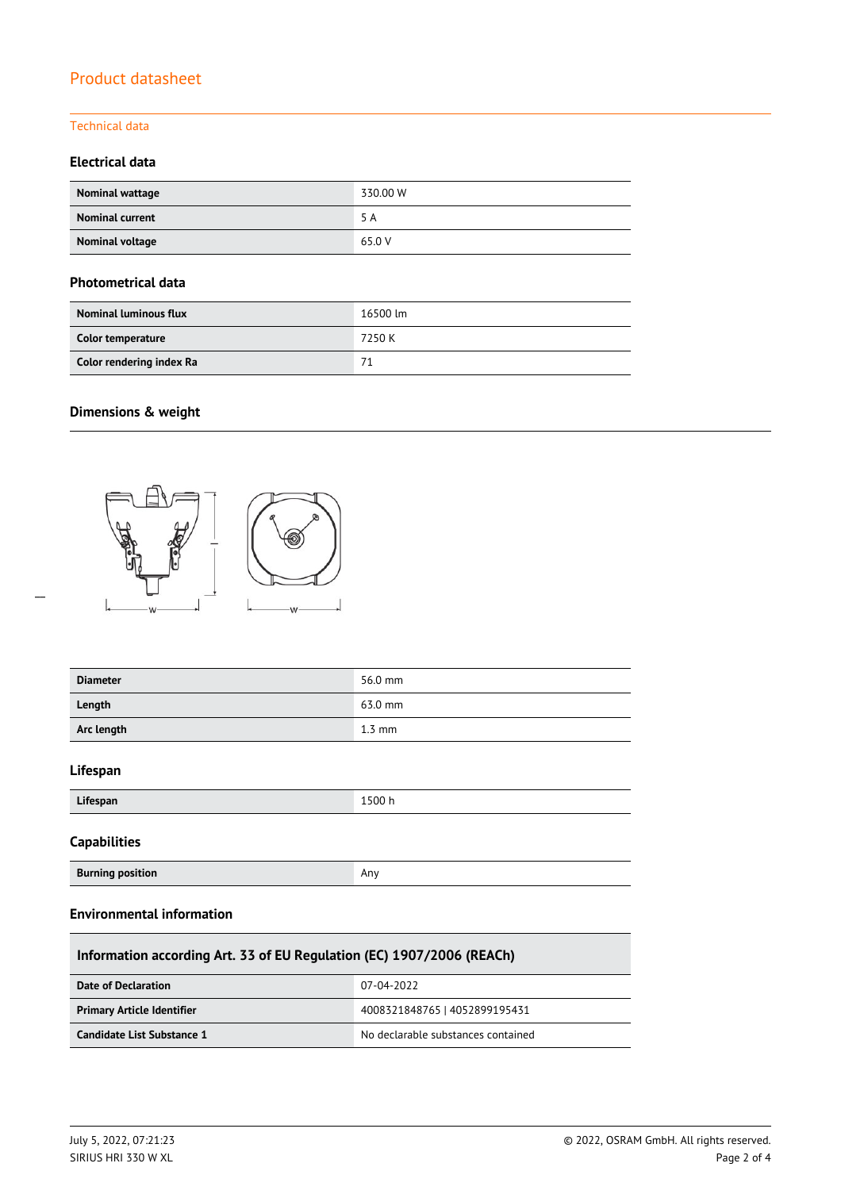# Product datasheet

## Technical data

### Electrical data

| | |
|---|---|
| **Nominal wattage** | 330.00 W |
| **Nominal current** | 5 A |
| **Nominal voltage** | 65.0 V |

### Photometrical data

| | |
|---|---|
| **Nominal luminous flux** | 16500 lm |
| **Color temperature** | 7250 K |
| **Color rendering index Ra** | 71 |

### Dimensions & weight

| | |
|---|---|
| **Diameter** | 56.0 mm |
| **Length** | 63.0 mm |
| **Arc length** | 1.3 mm |

### Lifespan

| | |
|---|---|
| **Lifespan** | 1500 h |

### Capabilities

| | |
|---|---|
| **Burning position** | Any |

### Environmental information

| Information according Art. 33 of EU Regulation (EC) 1907/2006 (REACh) | |
|---|---|
| **Date of Declaration** | 07-04-2022 |
| **Primary Article Identifier** | 4008321848765 \| 4052899195431 |
| **Candidate List Substance 1** | No declarable substances contained |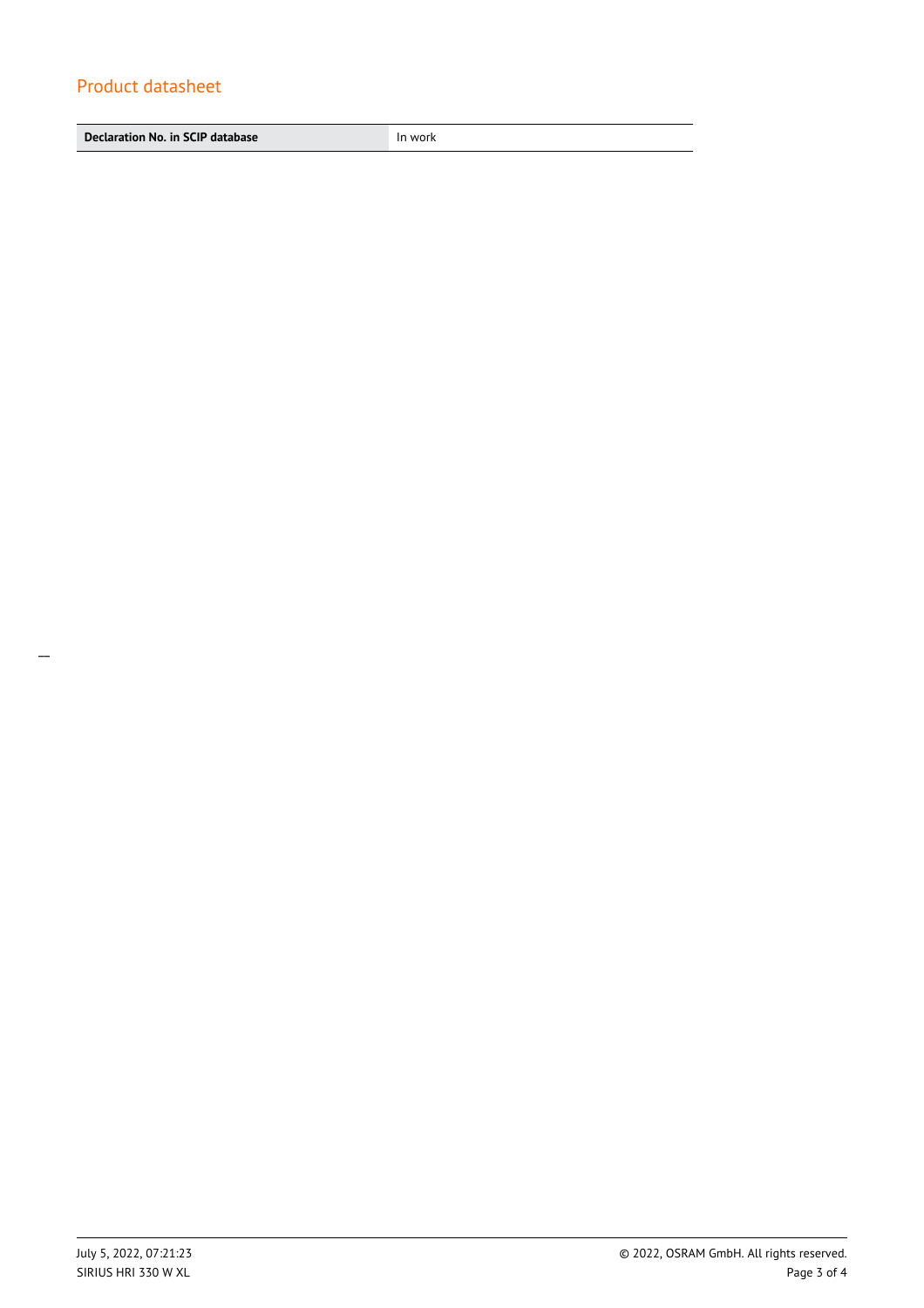| Declaration No. in SCIP database | In work |
| --- | --- |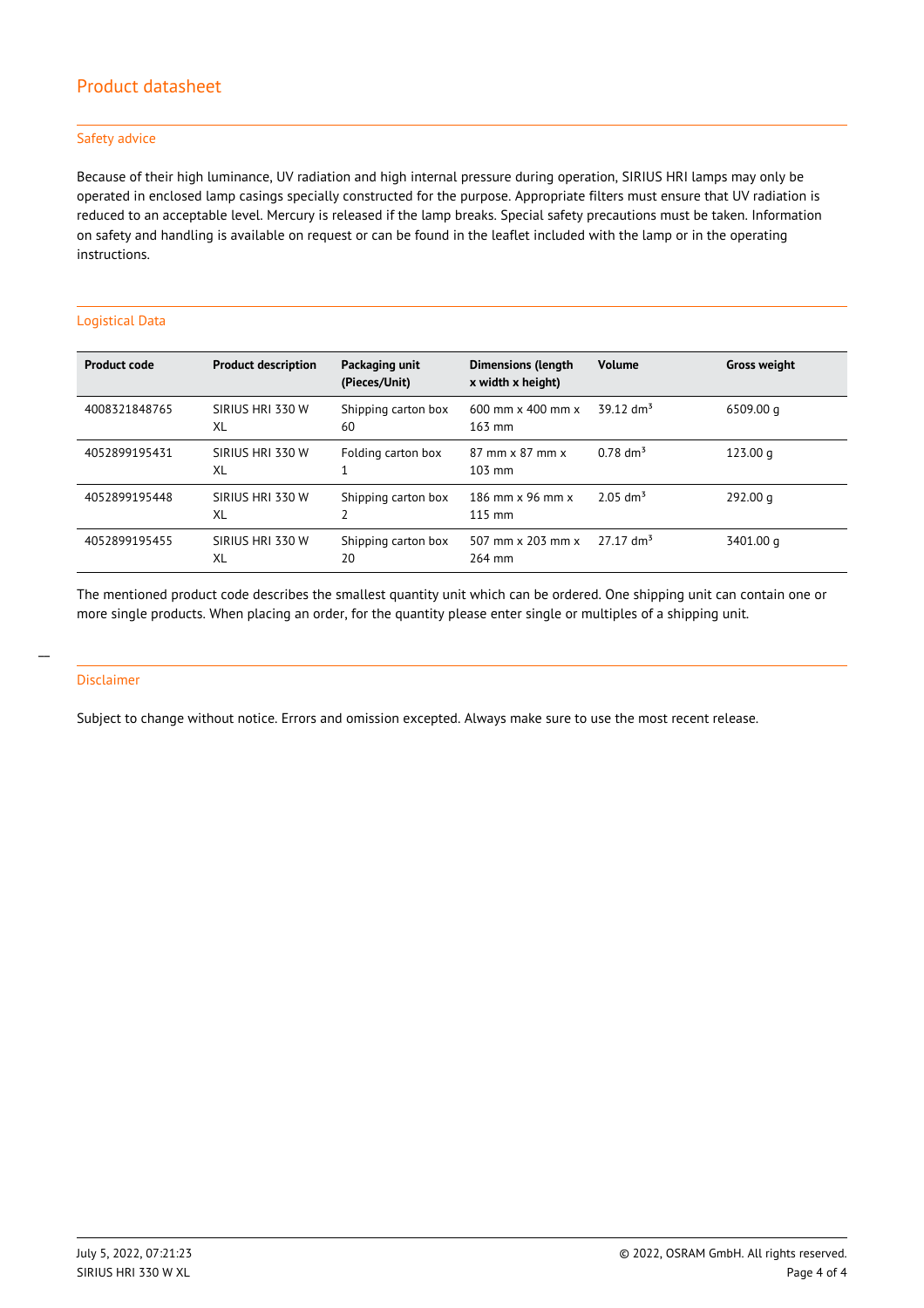## Product datasheet

### Safety advice

Because of their high luminance, UV radiation and high internal pressure during operation, SIRIUS HRI lamps may only be operated in enclosed lamp casings specially constructed for the purpose. Appropriate filters must ensure that UV radiation is reduced to an acceptable level. Mercury is released if the lamp breaks. Special safety precautions must be taken. Information on safety and handling is available on request or can be found in the leaflet included with the lamp or in the operating instructions.

### Logistical Data

| Product code | Product description | Packaging unit (Pieces/Unit) | Dimensions (length x width x height) | Volume | Gross weight |
|---|---|---|---|---|---|
| 4008321848765 | SIRIUS HRI 330 W XL | Shipping carton box 60 | 600 mm x 400 mm x 163 mm | 39.12 $dm^3$ | 6509.00 g |
| 4052899195431 | SIRIUS HRI 330 W XL | Folding carton box 1 | 87 mm x 87 mm x 103 mm | 0.78 $dm^3$ | 123.00 g |
| 4052899195448 | SIRIUS HRI 330 W XL | Shipping carton box 2 | 186 mm x 96 mm x 115 mm | 2.05 $dm^3$ | 292.00 g |
| 4052899195455 | SIRIUS HRI 330 W XL | Shipping carton box 20 | 507 mm x 203 mm x 264 mm | 27.17 $dm^3$ | 3401.00 g |

The mentioned product code describes the smallest quantity unit which can be ordered. One shipping unit can contain one or more single products. When placing an order, for the quantity please enter single or multiples of a shipping unit.

### Disclaimer

Subject to change without notice. Errors and omission excepted. Always make sure to use the most recent release.